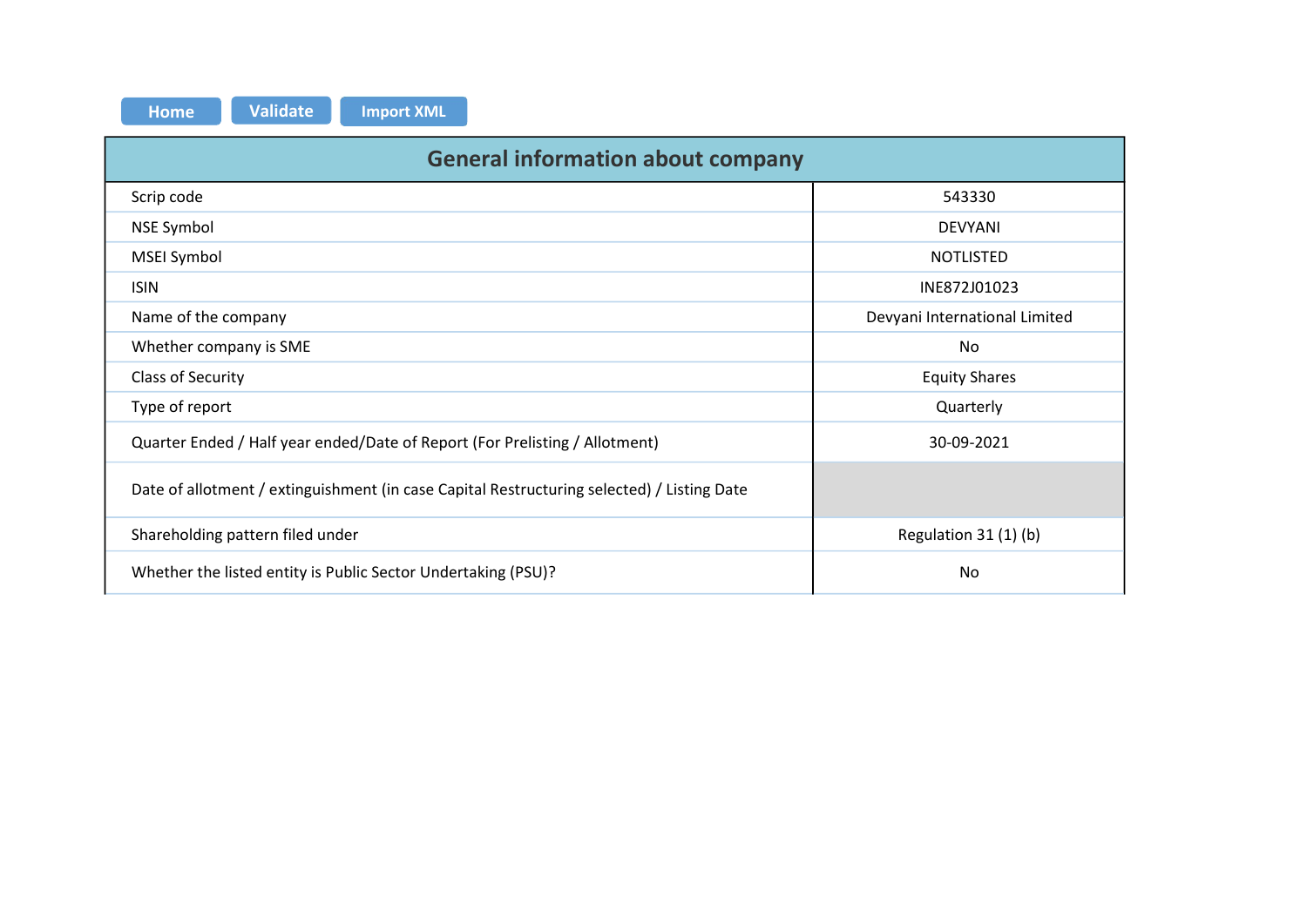Home | Validate | Import XML

| General information about company | |
|---|---|
| Scrip code | 543330 |
| NSE Symbol | DEVYANI |
| MSEI Symbol | NOTLISTED |
| ISIN | INE872J01023 |
| Name of the company | Devyani International Limited |
| Whether company is SME | No |
| Class of Security | Equity Shares |
| Type of report | Quarterly |
| Quarter Ended / Half year ended/Date of Report (For Prelisting / Allotment) | 30-09-2021 |
| Date of allotment / extinguishment (in case Capital Restructuring selected) / Listing Date | |
| Shareholding pattern filed under | Regulation 31 (1) (b) |
| Whether the listed entity is Public Sector Undertaking (PSU)? | No |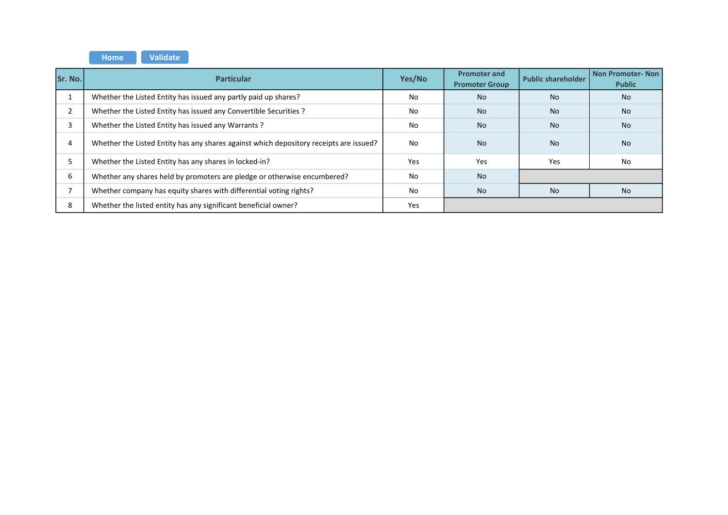Home Validate

| Sr. No. | Particular | Yes/No | Promoter and Promoter Group | Public shareholder | Non Promoter- Non Public |
|---|---|---|---|---|---|
| 1 | Whether the Listed Entity has issued any partly paid up shares? | No | No | No | No |
| 2 | Whether the Listed Entity has issued any Convertible Securities ? | No | No | No | No |
| 3 | Whether the Listed Entity has issued any Warrants ? | No | No | No | No |
| 4 | Whether the Listed Entity has any shares against which depository receipts are issued? | No | No | No | No |
| 5 | Whether the Listed Entity has any shares in locked-in? | Yes | Yes | Yes | No |
| 6 | Whether any shares held by promoters are pledge or otherwise encumbered? | No | No | | |
| 7 | Whether company has equity shares with differential voting rights? | No | No | No | No |
| 8 | Whether the listed entity has any significant beneficial owner? | Yes | | | |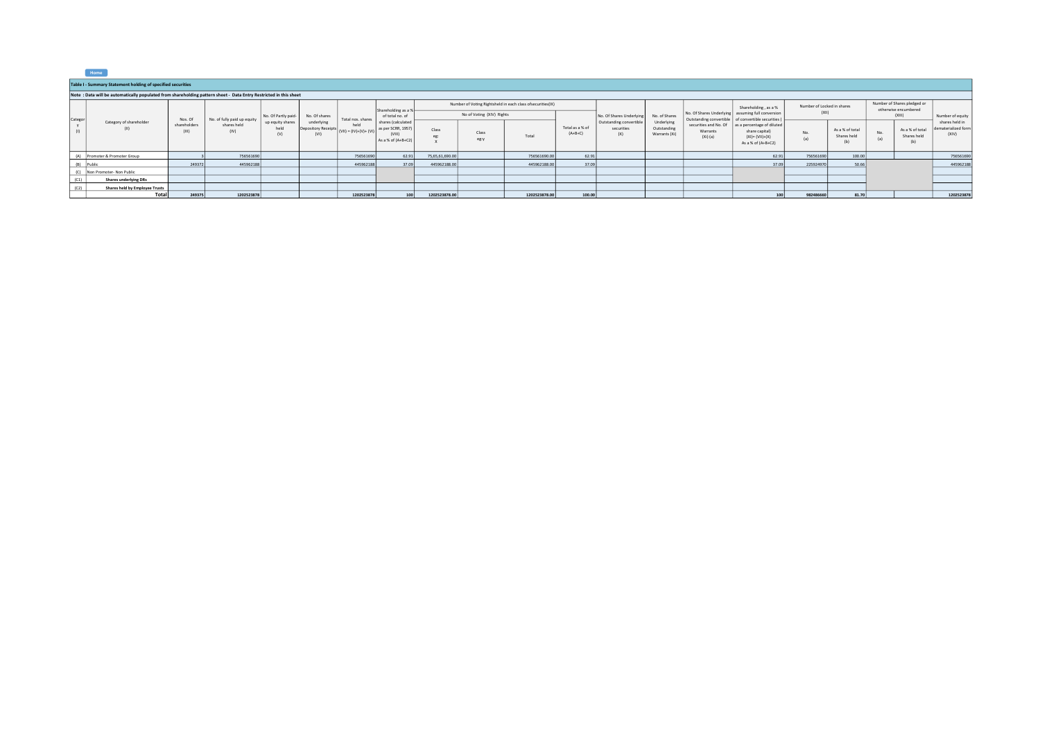Home

## Table I - Summary Statement holding of specified securities

**Note : Data will be automatically populated from shareholding pattern sheet - Data Entry Restricted in this sheet**

| Category (I) | Category of shareholder (II) | Nos. Of shareholders (III) | No. of fully paid up equity shares held (IV) | No. Of Partly paid-up equity shares held (V) | No. Of shares underlying Depository Receipts (VI) | Total nos. shares held (VII) = (IV)+(V)+ (VI) | Shareholding as a % of total no. of shares (calculated as per SCRR, 1957) (VIII) As a % of (A+B+C2) | Number of Voting Rightsheld in each class ofsecurities(IX) | | | | No. Of Shares Underlying Outstanding convertible securities (X) | No. of Shares Underlying Outstanding Warrants (Xi) | No. Of Shares Underlying Outstanding convertible securities and No. Of Warrants (Xi) (a) | Shareholding , as a % assuming full conversion of convertible securities ( as a percentage of diluted share capital) (XI)= (VII)+(X) As a % of (A+B+C2) | Number of Locked in shares (XII) | | Number of Shares pledged or otherwise encumbered (XIII) | | Number of equity shares held in dematerialized form (XIV) |
|---|---|---|---|---|---|---|---|---|---|---|---|---|---|---|---|---|---|---|---|---|
| | | | | | | | | No of Voting (XIV) Rights | | | Total as a % of (A+B+C) | | | | | No. (a) | As a % of total Shares held (b) | No. (a) | As a % of total Shares held (b) | |
| | | | | | | | | Class eg: X | Class eg:y | Total | | | | | | | | | | |
| (A) | Promoter & Promoter Group | 3 | 756561690 | | | 756561690 | 62.91 | 75,65,61,690.00 | | 756561690.00 | 62.91 | | | | 62.91 | 756561690 | 100.00 | | | 756561690 |
| (B) | Public | 249372 | 445962188 | | | 445962188 | 37.09 | 445962188.00 | | 445962188.00 | 37.09 | | | | 37.09 | 225924970 | 50.66 | | | 445962188 |
| (C) | Non Promoter- Non Public | | | | | | | | | | | | | | | | | | | |
| (C1) | **Shares underlying DRs** | | | | | | | | | | | | | | | | | | | |
| (C2) | **Shares held by Employee Trusts** | | | | | | | | | | | | | | | | | | | |
| | **Total** | **249375** | **1202523878** | | | **1202523878** | **100** | **1202523878.00** | | **1202523878.00** | **100.00** | | | | **100** | **982486660** | **81.70** | | | **1202523878** |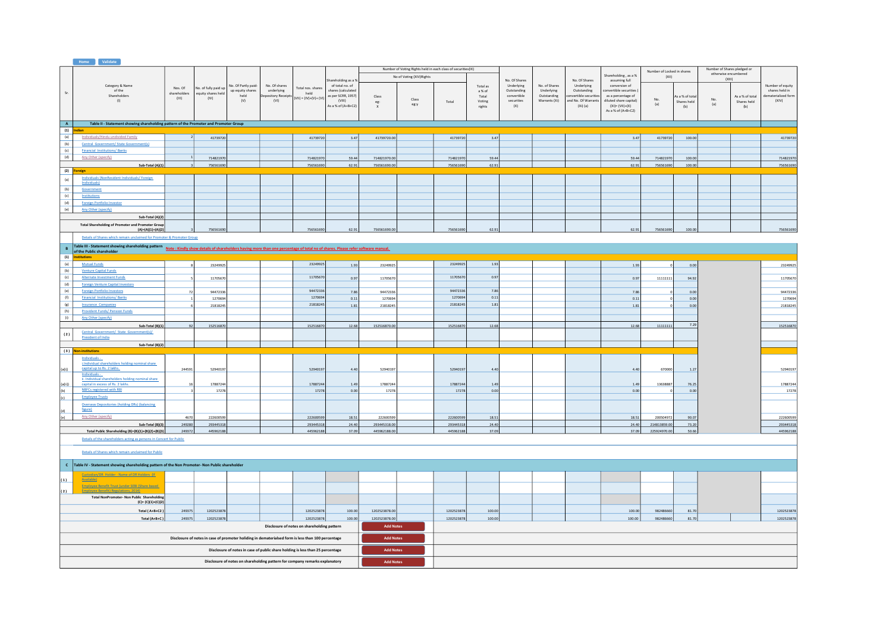Home | Validate

| Sr. | Category & Name of the Shareholders (I) | Nos. Of shareholders (III) | No. of fully paid up equity shares held (IV) | No. Of Partly paid-up equity shares held (V) | No. Of shares underlying Depository Receipts (VI) | Total nos. shares held (VII) = (IV)+(V)+ (VI) | Shareholding as a % of total no. of shares (calculated as per SCRR, 1957) (VIII) As a % of (A+B+C2) | Number of Voting Rights held in each class of securities(IX) No of Voting (XIV)Rights Class eg: X | Class eg:y | Total | Total as a % of Total Voting rights | No. Of Shares Underlying Outstanding convertible securities (X) | No. of Shares Underlying Outstanding Warrants (Xi) | No. Of Shares Underlying Outstanding convertible securities and No. Of Warrants (Xi) (a) | Shareholding , as a % assuming full conversion of convertible securities ( as a percentage of diluted share capital) (XI)= (VII)+(X) As a % of (A+B+C2) | Number of Locked in shares (XII) No. (a) | As a % of total Shares held (b) | Number of Shares pledged or otherwise encumbered (XIII) No. (a) | As a % of total Shares held (b) | Number of equity shares held in dematerialized form (XIV) |
|---|---|---|---|---|---|---|---|---|---|---|---|---|---|---|---|---|---|---|---|---|
| **A** | **Table II - Statement showing shareholding pattern of the Promoter and Promoter Group** | | | | | | | | | | | | | | | | | | | |
| **(1)** | **Indian** | | | | | | | | | | | | | | | | | | | |
| (a) | Individuals/Hindu undivided Family | 2 | 41739720 | | | 41739720 | 3.47 | 41739720.00 | | 41739720 | 3.47 | | | | 3.47 | 41739720 | 100.00 | | | 41739720 |
| (b) | Central Government/ State Government(s) | | | | | | | | | | | | | | | | | | | |
| (c) | Financial Institutions/ Banks | | | | | | | | | | | | | | | | | | | |
| (d) | Any Other (specify) | 1 | 714821970 | | | 714821970 | 59.44 | 714821970.00 | | 714821970 | 59.44 | | | | 59.44 | 714821970 | 100.00 | | | 714821970 |
| | **Sub-Total (A)(1)** | 3 | 756561690 | | | 756561690 | 62.91 | 756561690.00 | | 756561690 | 62.91 | | | | 62.91 | 756561690 | 100.00 | | | 756561690 |
| **(2)** | **Foreign** | | | | | | | | | | | | | | | | | | | |
| (a) | Individuals (NonResident Individuals/ Foreign Individuals) | | | | | | | | | | | | | | | | | | | |
| (b) | Government | | | | | | | | | | | | | | | | | | | |
| (c) | Institutions | | | | | | | | | | | | | | | | | | | |
| (d) | Foreign Portfolio Investor | | | | | | | | | | | | | | | | | | | |
| (e) | Any Other (specify) | | | | | | | | | | | | | | | | | | | |
| | **Sub-Total (A)(2)** | | | | | | | | | | | | | | | | | | | |
| | **Total Shareholding of Promoter and Promoter Group (A)=(A)(1)+(A)(2)** | 3 | 756561690 | | | 756561690 | 62.91 | 756561690.00 | | 756561690 | 62.91 | | | | 62.91 | 756561690 | 100.00 | | | 756561690 |
| | Details of Shares which remain unclaimed for Promoter & Promoter Group | | | | | | | | | | | | | | | | | | | |
| **B** | **Table III - Statement showing shareholding pattern of the Public shareholder** — Note : Kindly show details of shareholders having more than one percentage of total no of shares. Please refer software manual. | | | | | | | | | | | | | | | | | | | |
| **(1)** | **Institutions** | | | | | | | | | | | | | | | | | | | |
| (a) | Mutual Funds | 8 | 23249925 | | | 23249925 | 1.93 | 23249925 | | 23249925 | 1.93 | | | | 1.93 | 0 | 0.00 | | | 23249925 |
| (b) | Venture Capital Funds | | | | | | | | | | | | | | | | | | | |
| (c) | Alternate Investment Funds | 5 | 11705670 | | | 11705670 | 0.97 | 11705670 | | 11705670 | 0.97 | | | | 0.97 | 11111111 | 94.92 | | | 11705670 |
| (d) | Foreign Venture Capital Investors | | | | | | | | | | | | | | | | | | | |
| (e) | Foreign Portfolio Investors | 72 | 94472336 | | | 94472336 | 7.86 | 94472336 | | 94472336 | 7.86 | | | | 7.86 | 0 | 0.00 | | | 94472336 |
| (f) | Financial Institutions/ Banks | 1 | 1270694 | | | 1270694 | 0.11 | 1270694 | | 1270694 | 0.11 | | | | 0.11 | 0 | 0.00 | | | 1270694 |
| (g) | Insurance Companies | 6 | 21818245 | | | 21818245 | 1.81 | 21818245 | | 21818245 | 1.81 | | | | 1.81 | 0 | 0.00 | | | 21818245 |
| (h) | Provident Funds/ Pension Funds | | | | | | | | | | | | | | | | | | | |
| (i) | Any Other (specify) | | | | | | | | | | | | | | | | | | | |
| | **Sub-Total (B)(1)** | 92 | 152516870 | | | 152516870 | 12.68 | 152516870.00 | | 152516870 | 12.68 | | | | 12.68 | 11111111 | 7.29 | | | 152516870 |
| **(2)** | Central Government/ State Government(s)/ President of India | | | | | | | | | | | | | | | | | | | |
| | **Sub-Total (B)(2)** | | | | | | | | | | | | | | | | | | | |
| **(3)** | **Non-institutions** | | | | | | | | | | | | | | | | | | | |
| (a(i)) | Individuals - i.Individual shareholders holding nominal share capital up to Rs. 2 lakhs. | 244591 | 52940197 | | | 52940197 | 4.40 | 52940197 | | 52940197 | 4.40 | | | | 4.40 | 670000 | 1.27 | | | 52940197 |
| (a(ii)) | Individuals - ii. Individual shareholders holding nominal share capital in excess of Rs. 2 lakhs. | 16 | 17887244 | | | 17887244 | 1.49 | 17887244 | | 17887244 | 1.49 | | | | 1.49 | 13638887 | 76.25 | | | 17887244 |
| (b) | NBFCs registered with RBI | 3 | 17278 | | | 17278 | 0.00 | 17278 | | 17278 | 0.00 | | | | 0.00 | 0 | 0.00 | | | 17278 |
| (c) | Employee Trusts | | | | | | | | | | | | | | | | | | | |
| (d) | Overseas Depositories (holding DRs) (balancing figure) | | | | | | | | | | | | | | | | | | | |
| (e) | Any Other (specify) | 4670 | 222600599 | | | 222600599 | 18.51 | 222600599 | | 222600599 | 18.51 | | | | 18.51 | 200504972 | 90.07 | | | 222600599 |
| | **Sub-Total (B)(3)** | 249280 | 293445318 | | | 293445318 | 24.40 | 293445318.00 | | 293445318 | 24.40 | | | | 24.40 | 214813859.00 | 73.20 | | | 293445318 |
| | **Total Public Shareholding (B)=(B)(1)+(B)(2)+(B)(3)** | 249372 | 445962188 | | | 445962188 | 37.09 | 445962188.00 | | 445962188 | 37.09 | | | | 37.09 | 225924970.00 | 50.66 | | | 445962188 |
| | Details of the shareholders acting as persons in Concert for Public | | | | | | | | | | | | | | | | | | | |
| | Details of Shares which remain unclaimed for Public | | | | | | | | | | | | | | | | | | | |
| **C** | **Table IV - Statement showing shareholding pattern of the Non Promoter- Non Public shareholder** | | | | | | | | | | | | | | | | | | | |
| (1) | Custodian/DR Holder - Name of DR Holders (If Available) | | | | | | | | | | | | | | | | | | | |
| (2) | Employee Benefit Trust (under SEBI (Share based Employee Benefit) Regulations, 2014) | | | | | | | | | | | | | | | | | | | |
| | **Total NonPromoter- Non Public Shareholding (C)= (C)(1)+(C)(2)** | | | | | | | | | | | | | | | | | | | |
| | **Total ( A+B+C2 )** | 249375 | 1202523878 | | | 1202523878 | 100.00 | 1202523878.00 | | 1202523878 | 100.00 | | | | 100.00 | 982486660 | 81.70 | | | 1202523878 |
| | **Total (A+B+C )** | 249375 | 1202523878 | | | 1202523878 | 100.00 | 1202523878.00 | | 1202523878 | 100.00 | | | | 100.00 | 982486660 | 81.70 | | | 1202523878 |

Disclosure of notes on shareholding pattern — Add Notes

Disclosure of notes in case of promoter holiding in dematerialsed form is less than 100 percentage — Add Notes

Disclosure of notes in case of public share holding is less than 25 percentage — Add Notes

Disclosure of notes on shareholding pattern for company remarks explanatory — Add Notes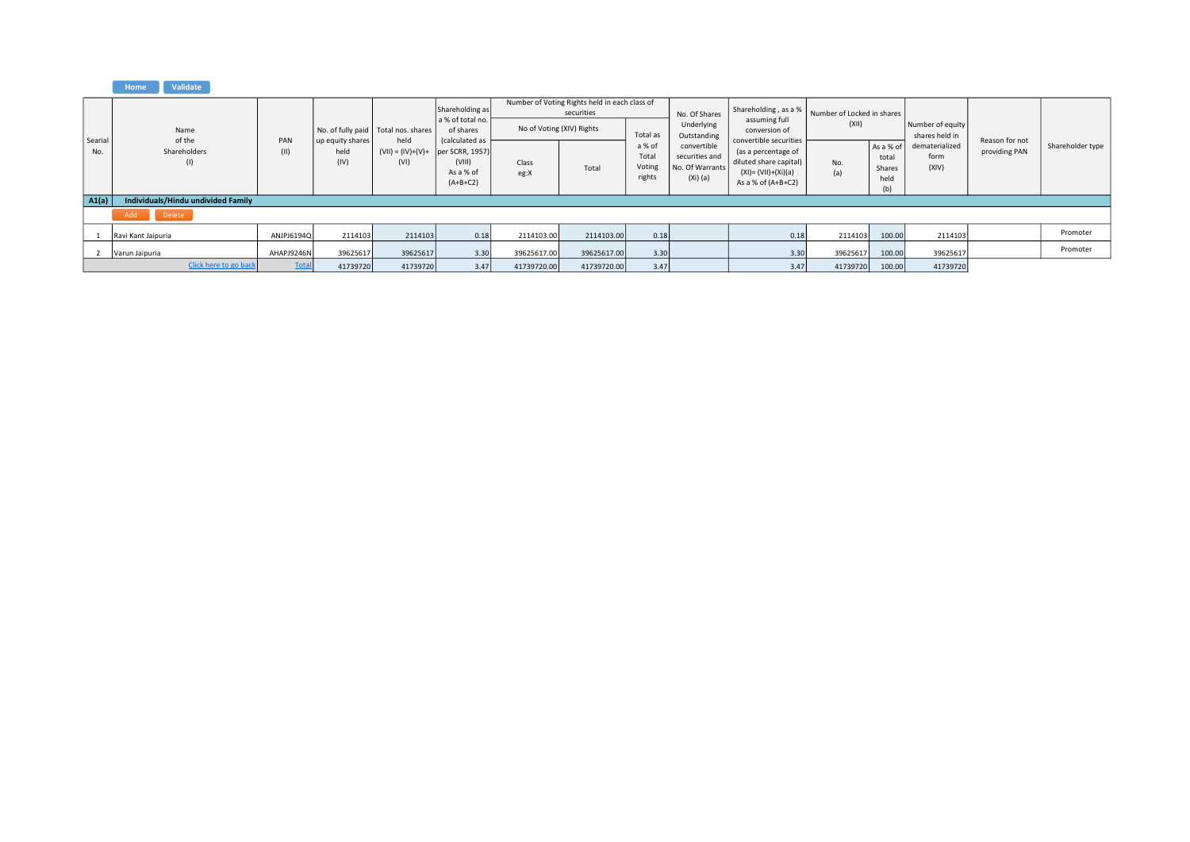Home | Validate

| Searial No. | Name of the Shareholders (I) | PAN (II) | No. of fully paid up equity shares held (IV) | Total nos. shares held (VII) = (IV)+(V)+ (VI) | Shareholding as a % of total no. of shares (calculated as per SCRR, 1957) (VIII) As a % of (A+B+C2) | Number of Voting Rights held in each class of securities | | | No. Of Shares Underlying Outstanding convertible securities and No. Of Warrants (Xi) (a) | Shareholding , as a % assuming full conversion of convertible securities (as a percentage of diluted share capital) (XI)= (VII)+(Xi)(a) As a % of (A+B+C2) | Number of Locked in shares (XII) | | Number of equity shares held in dematerialized form (XIV) | Reason for not providing PAN | Shareholder type |
|---|---|---|---|---|---|---|---|---|---|---|---|---|---|---|---|
| | | | | | | No of Voting (XIV) Rights | | Total as a % of Total Voting rights | | | No. (a) | As a % of total Shares held (b) | | | |
| | | | | | | Class eg:X | Total | | | | | | | | |
| **A1(a)** | **Individuals/Hindu undivided Family** | | | | | | | | | | | | | | |
| | Add Delete | | | | | | | | | | | | | | |
| 1 | Ravi Kant Jaipuria | ANJPJ6194Q | 2114103 | 2114103 | 0.18 | 2114103.00 | 2114103.00 | 0.18 | | 0.18 | 2114103 | 100.00 | 2114103 | | Promoter |
| 2 | Varun Jaipuria | AHAPJ9246N | 39625617 | 39625617 | 3.30 | 39625617.00 | 39625617.00 | 3.30 | | 3.30 | 39625617 | 100.00 | 39625617 | | Promoter |
| | Click here to go back | Total | 41739720 | 41739720 | 3.47 | 41739720.00 | 41739720.00 | 3.47 | | 3.47 | 41739720 | 100.00 | 41739720 | | |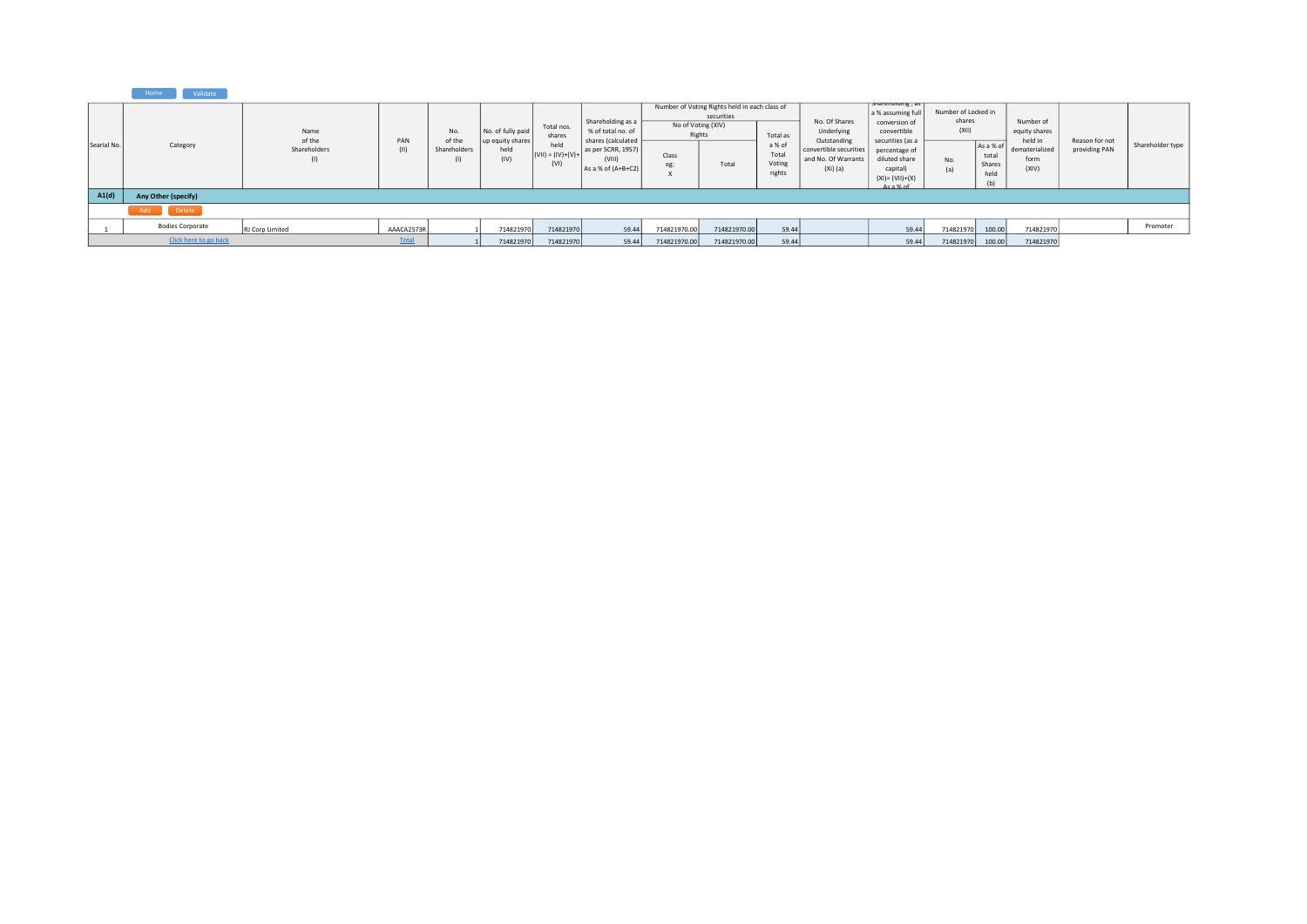Home Validate

| Searial No. | Category | Name of the Shareholders (I) | PAN (II) | No. of the Shareholders (I) | No. of fully paid up equity shares held (IV) | Total nos. shares held (VII) = (IV)+(V)+ (VI) | Shareholding as a % of total no. of shares (calculated as per SCRR, 1957) (VIII) As a % of (A+B+C2) | Number of Voting Rights held in each class of securities | | | No. Of Shares Underlying Outstanding convertible securities and No. Of Warrants (Xi) (a) | Shareholding , as a % assuming full conversion of convertible securities (as a percentage of diluted share capital) (XI)= (VII)+(X) As a % of | Number of Locked in shares (XII) | | Number of equity shares held in dematerialized form (XIV) | Reason for not providing PAN | Shareholder type |
|---|---|---|---|---|---|---|---|---|---|---|---|---|---|---|---|---|---|
| | | | | | | | | No of Voting (XIV) Rights | | Total as a % of Total Voting rights | | | No. (a) | As a % of total Shares held (b) | | | |
| | | | | | | | | Class eg: X | Total | | | | | | | | |
| **A1(d)** | **Any Other (specify)** | | | | | | | | | | | | | | | | |
| | Add Delete | | | | | | | | | | | | | | | | |
| 1 | Bodies Corporate | RJ Corp Limited | AAACA2573R | 1 | 714821970 | 714821970 | 59.44 | 714821970.00 | 714821970.00 | 59.44 | | 59.44 | 714821970 | 100.00 | 714821970 | | Promoter |
| | Click here to go back | | Total | 1 | 714821970 | 714821970 | 59.44 | 714821970.00 | 714821970.00 | 59.44 | | 59.44 | 714821970 | 100.00 | 714821970 | | |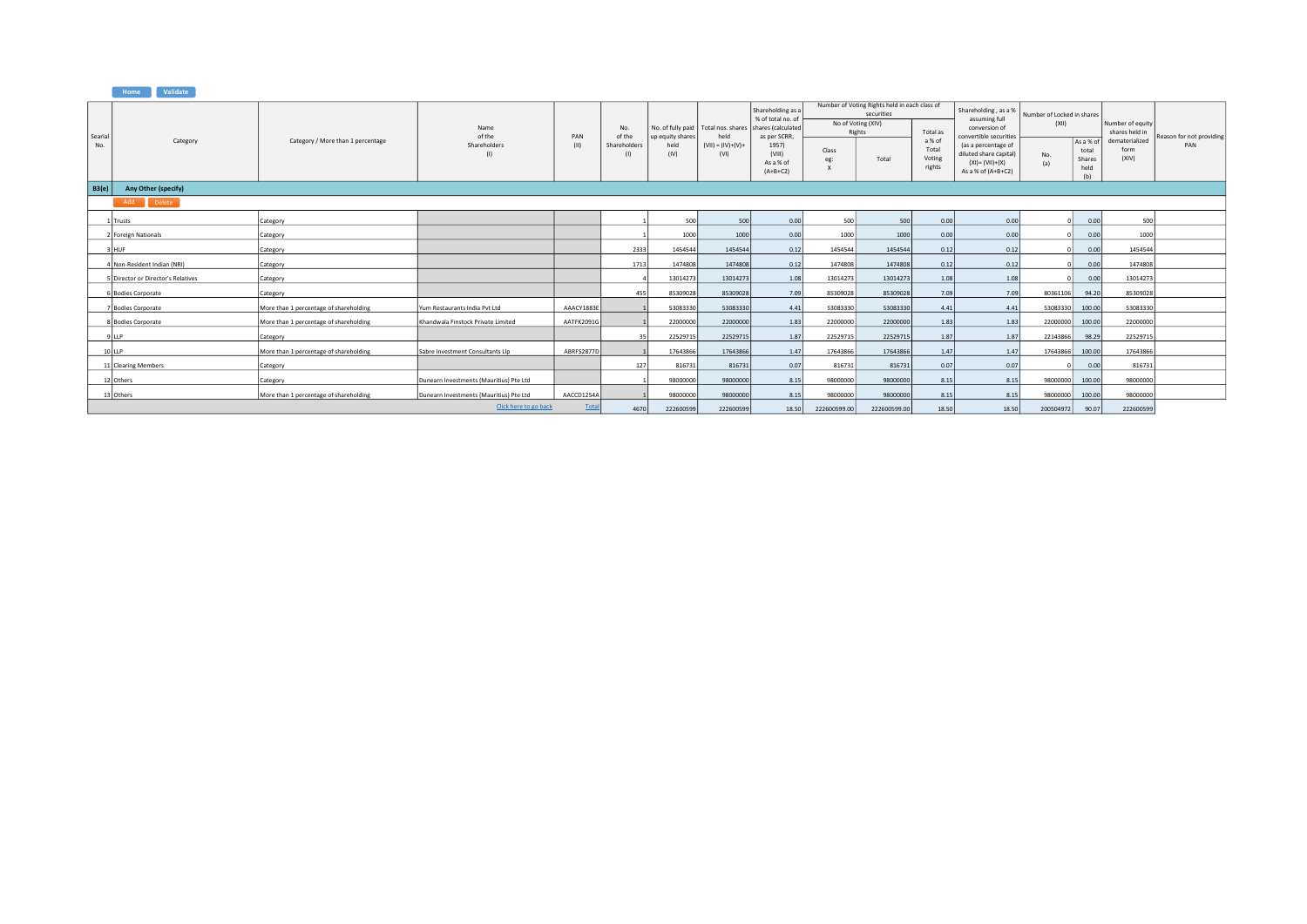| Searial No. | Category | Category / More than 1 percentage | Name of the Shareholders (I) | PAN (II) | No. of the Shareholders (I) | No. of fully paid up equity shares held (IV) | Total nos. shares held (VII) = (IV)+(V)+ (VI) | Shareholding as a % of total no. of shares (calculated as per SCRR, 1957) (VIII) As a % of (A+B+C2) | Number of Voting Rights held in each class of securities | | | Shareholding , as a % assuming full conversion of convertible securities (as a percentage of diluted share capital) (XI)= (VII)+(X) As a % of (A+B+C2) | Number of Locked in shares (XII) | | Number of equity shares held in dematerialized form (XIV) | Reason for not providing PAN |
|---|---|---|---|---|---|---|---|---|---|---|---|---|---|---|---|---|
| | | | | | | | | | No of Voting (XIV) Rights | | Total as a % of Total Voting rights | | No. (a) | As a % of total Shares held (b) | | |
| | | | | | | | | | Class eg: X | Total | | | | | | |
| **B3(e)** | **Any Other (specify)** | | | | | | | | | | | | | | | |
| 1 | Trusts | Category | | | 1 | 500 | 500 | 0.00 | 500 | 500 | 0.00 | 0.00 | 0 | 0.00 | 500 | |
| 2 | Foreign Nationals | Category | | | 1 | 1000 | 1000 | 0.00 | 1000 | 1000 | 0.00 | 0.00 | 0 | 0.00 | 1000 | |
| 3 | HUF | Category | | | 2333 | 1454544 | 1454544 | 0.12 | 1454544 | 1454544 | 0.12 | 0.12 | 0 | 0.00 | 1454544 | |
| 4 | Non-Resident Indian (NRI) | Category | | | 1713 | 1474808 | 1474808 | 0.12 | 1474808 | 1474808 | 0.12 | 0.12 | 0 | 0.00 | 1474808 | |
| 5 | Director or Director's Relatives | Category | | | 4 | 13014273 | 13014273 | 1.08 | 13014273 | 13014273 | 1.08 | 1.08 | 0 | 0.00 | 13014273 | |
| 6 | Bodies Corporate | Category | | | 455 | 85309028 | 85309028 | 7.09 | 85309028 | 85309028 | 7.09 | 7.09 | 80361106 | 94.20 | 85309028 | |
| 7 | Bodies Corporate | More than 1 percentage of shareholding | Yum Restaurants India Pvt Ltd | AAACY1883E | 1 | 53083330 | 53083330 | 4.41 | 53083330 | 53083330 | 4.41 | 4.41 | 53083330 | 100.00 | 53083330 | |
| 8 | Bodies Corporate | More than 1 percentage of shareholding | Khandwala Finstock Private Limited | AATFK2091G | 1 | 22000000 | 22000000 | 1.83 | 22000000 | 22000000 | 1.83 | 1.83 | 22000000 | 100.00 | 22000000 | |
| 9 | LLP | Category | | | 35 | 22529715 | 22529715 | 1.87 | 22529715 | 22529715 | 1.87 | 1.87 | 22143866 | 98.29 | 22529715 | |
| 10 | LLP | More than 1 percentage of shareholding | Sabre Investment Consultants Llp | ABRFS2877D | 1 | 17643866 | 17643866 | 1.47 | 17643866 | 17643866 | 1.47 | 1.47 | 17643866 | 100.00 | 17643866 | |
| 11 | Clearing Members | Category | | | 127 | 816731 | 816731 | 0.07 | 816731 | 816731 | 0.07 | 0.07 | 0 | 0.00 | 816731 | |
| 12 | Others | Category | Dunearn Investments (Mauritius) Pte Ltd | | 1 | 98000000 | 98000000 | 8.15 | 98000000 | 98000000 | 8.15 | 8.15 | 98000000 | 100.00 | 98000000 | |
| 13 | Others | More than 1 percentage of shareholding | Dunearn Investments (Mauritius) Pte Ltd | AACCD1254A | 1 | 98000000 | 98000000 | 8.15 | 98000000 | 98000000 | 8.15 | 8.15 | 98000000 | 100.00 | 98000000 | |
| | | | Click here to go back | Total | 4670 | 222600599 | 222600599 | 18.50 | 222600599.00 | 222600599.00 | 18.50 | 18.50 | 200504972 | 90.07 | 222600599 | |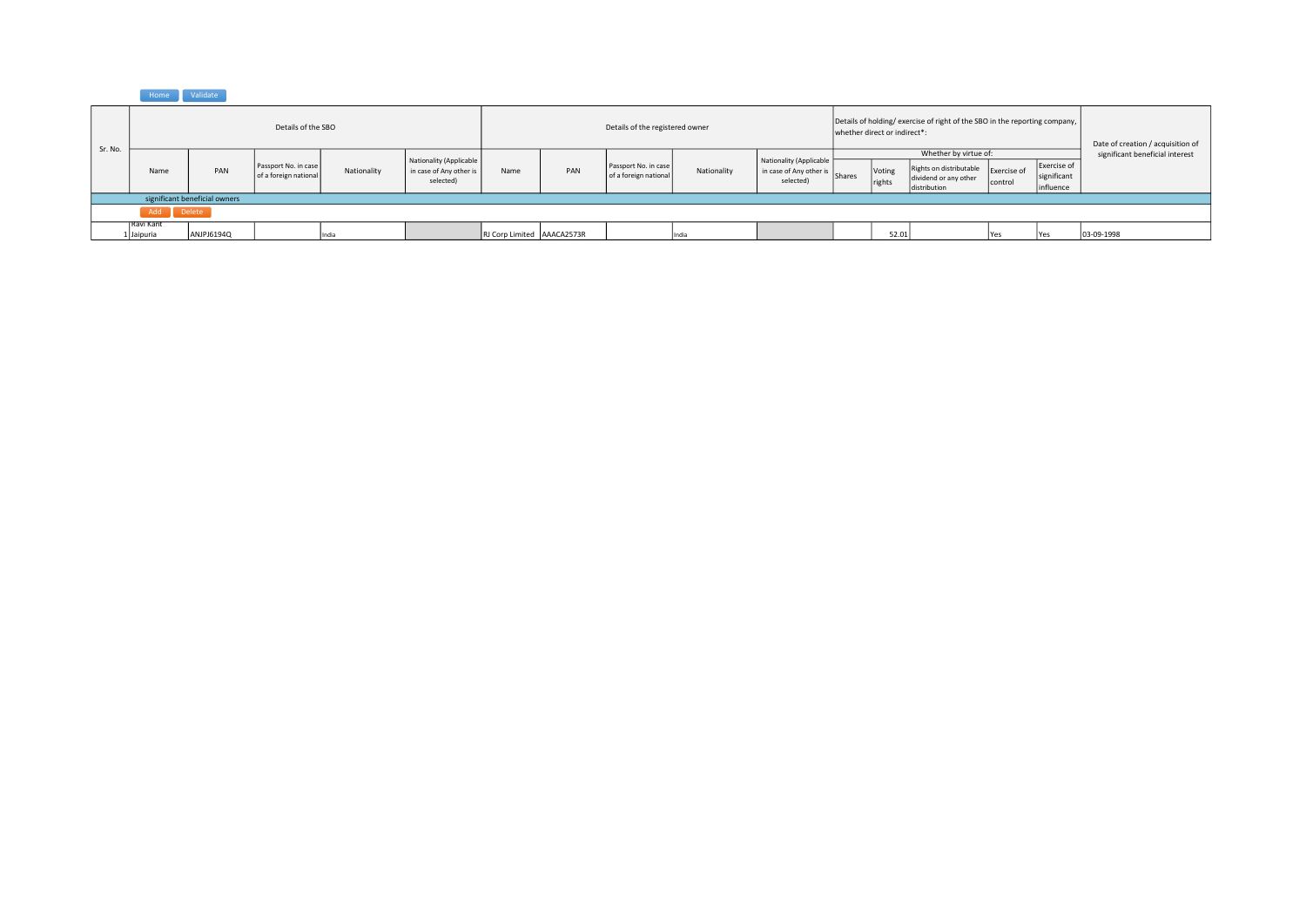Home Validate

| Sr. No. | Details of the SBO | | | | | Details of the registered owner | | | | | Details of holding/ exercise of right of the SBO in the reporting company, whether direct or indirect*: | | | | | Date of creation / acquisition of significant beneficial interest |
|---|---|---|---|---|---|---|---|---|---|---|---|---|---|---|---|---|
| | | | | | | | | | | | Whether by virtue of: | | | | | |
| | Name | PAN | Passport No. in case of a foreign national | Nationality | Nationality (Applicable in case of Any other is selected) | Name | PAN | Passport No. in case of a foreign national | Nationality | Nationality (Applicable in case of Any other is selected) | Shares | Voting rights | Rights on distributable dividend or any other distribution | Exercise of control | Exercise of significant influence | |
| | significant beneficial owners | | | | | | | | | | | | | | | |
| | Add Delete | | | | | | | | | | | | | | | |
| 1 | Ravi Kant Jaipuria | ANJPJ6194Q | | India | | RJ Corp Limited | AAACA2573R | | India | | | 52.01 | | Yes | Yes | 03-09-1998 |